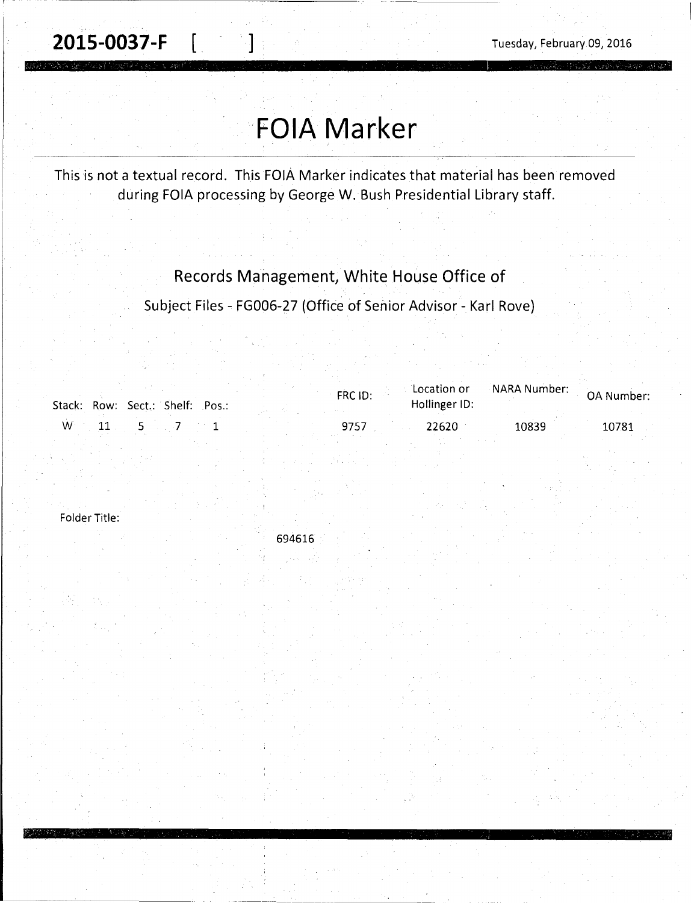**2015-0037-F** [ ]

Tuesday, February 09, 2016

# FOIA Marker

This is not a textual record. This FOIA Marker indicates that material has been removed during FOIA processing by George W. Bush Presidential Library staff.

Records Management, White House Office of

Subject Files - FG006-27 (Office of Senior Advisor - Karl Rove)

| Stack: | Row: | Sect.: | Shelf: | Pos.: | FRC ID: | Location or Hollinger ID: | NARA Number: | OA Number: |
|---|---|---|---|---|---|---|---|---|
| W | 11 | 5 | 7 | 1 | 9757 | 22620 | 10839 | 10781 |

Folder Title:

694616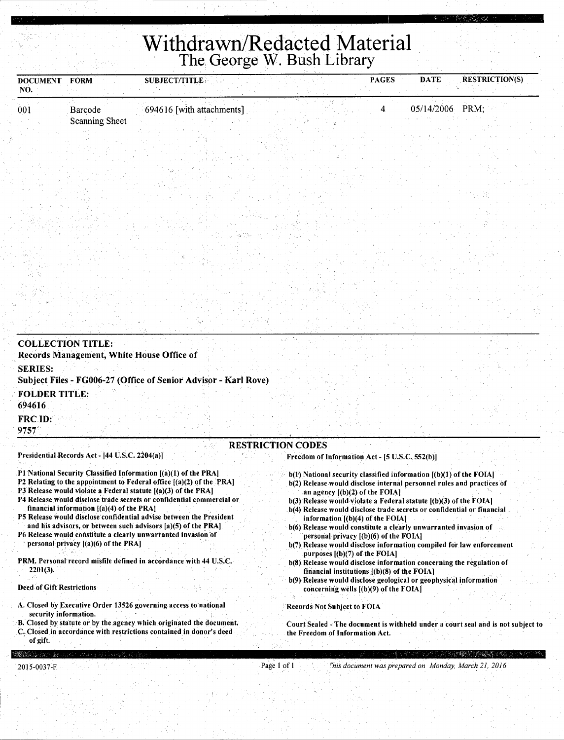# Withdrawn/Redacted Material
## The George W. Bush Library

| DOCUMENT NO. | FORM | SUBJECT/TITLE | PAGES | DATE | RESTRICTION(S) |
|---|---|---|---|---|---|
| 001 | Barcode Scanning Sheet | 694616 [with attachments] | 4 | 05/14/2006 | PRM; |

**COLLECTION TITLE:**
Records Management, White House Office of

**SERIES:**
Subject Files - FG006-27 (Office of Senior Advisor - Karl Rove)

**FOLDER TITLE:**
694616

**FRC ID:**
9757

### RESTRICTION CODES

**Presidential Records Act - [44 U.S.C. 2204(a)]**

P1 National Security Classified Information [(a)(1) of the PRA]
P2 Relating to the appointment to Federal office [(a)(2) of the PRA]
P3 Release would violate a Federal statute [(a)(3) of the PRA]
P4 Release would disclose trade secrets or confidential commercial or financial information [(a)(4) of the PRA]
P5 Release would disclose confidential advise between the President and his advisors, or between such advisors [a)(5) of the PRA]
P6 Release would constitute a clearly unwarranted invasion of personal privacy [(a)(6) of the PRA]

PRM. Personal record misfile defined in accordance with 44 U.S.C. 2201(3).

**Deed of Gift Restrictions**

A. Closed by Executive Order 13526 governing access to national security information.
B. Closed by statute or by the agency which originated the document.
C. Closed in accordance with restrictions contained in donor's deed of gift.

**Freedom of Information Act - [5 U.S.C. 552(b)]**

b(1) National security classified information [(b)(1) of the FOIA]
b(2) Release would disclose internal personnel rules and practices of an agency [(b)(2) of the FOIA]
b(3) Release would violate a Federal statute [(b)(3) of the FOIA]
b(4) Release would disclose trade secrets or confidential or financial information [(b)(4) of the FOIA]
b(6) Release would constitute a clearly unwarranted invasion of personal privacy [(b)(6) of the FOIA]
b(7) Release would disclose information compiled for law enforcement purposes [(b)(7) of the FOIA]
b(8) Release would disclose information concerning the regulation of financial institutions [(b)(8) of the FOIA]
b(9) Release would disclose geological or geophysical information concerning wells [(b)(9) of the FOIA]

Records Not Subject to FOIA

Court Sealed - The document is withheld under a court seal and is not subject to the Freedom of Information Act.

2015-0037-F

*This document was prepared on Monday, March 21, 2016*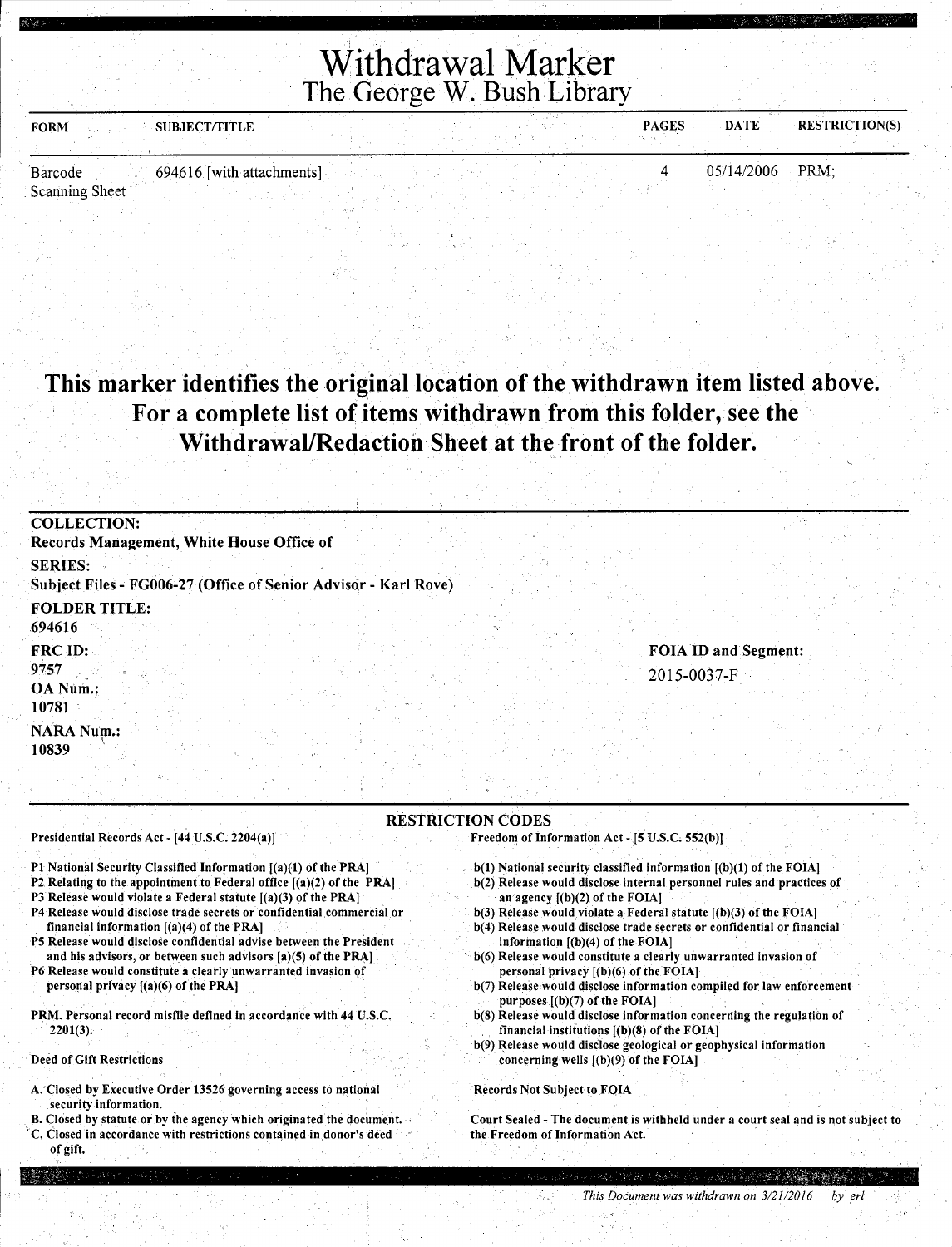# Withdrawal Marker
## The George W. Bush Library

| FORM | SUBJECT/TITLE | PAGES | DATE | RESTRICTION(S) |
| --- | --- | --- | --- | --- |
| Barcode Scanning Sheet | 694616 [with attachments] | 4 | 05/14/2006 | PRM; |

**This marker identifies the original location of the withdrawn item listed above. For a complete list of items withdrawn from this folder, see the Withdrawal/Redaction Sheet at the front of the folder.**

**COLLECTION:**
Records Management, White House Office of

**SERIES:**
Subject Files - FG006-27 (Office of Senior Advisor - Karl Rove)

**FOLDER TITLE:**
694616

**FRC ID:**
9757

**OA Num.:**
10781

**NARA Num.:**
10839

**FOIA ID and Segment:**
2015-0037-F

**RESTRICTION CODES**

Presidential Records Act - [44 U.S.C. 2204(a)]

P1 National Security Classified Information [(a)(1) of the PRA]
P2 Relating to the appointment to Federal office [(a)(2) of the PRA]
P3 Release would violate a Federal statute [(a)(3) of the PRA]
P4 Release would disclose trade secrets or confidential commercial or financial information [(a)(4) of the PRA]
P5 Release would disclose confidential advise between the President and his advisors, or between such advisors [a)(5) of the PRA]
P6 Release would constitute a clearly unwarranted invasion of personal privacy [(a)(6) of the PRA]

PRM. Personal record misfile defined in accordance with 44 U.S.C. 2201(3).

Deed of Gift Restrictions

A. Closed by Executive Order 13526 governing access to national security information.
B. Closed by statute or by the agency which originated the document.
C. Closed in accordance with restrictions contained in donor's deed of gift.

Freedom of Information Act - [5 U.S.C. 552(b)]

b(1) National security classified information [(b)(1) of the FOIA]
b(2) Release would disclose internal personnel rules and practices of an agency [(b)(2) of the FOIA]
b(3) Release would violate a Federal statute [(b)(3) of the FOIA]
b(4) Release would disclose trade secrets or confidential or financial information [(b)(4) of the FOIA]
b(6) Release would constitute a clearly unwarranted invasion of personal privacy [(b)(6) of the FOIA]
b(7) Release would disclose information compiled for law enforcement purposes [(b)(7) of the FOIA]
b(8) Release would disclose information concerning the regulation of financial institutions [(b)(8) of the FOIA]
b(9) Release would disclose geological or geophysical information concerning wells [(b)(9) of the FOIA]

Records Not Subject to FOIA

Court Sealed - The document is withheld under a court seal and is not subject to the Freedom of Information Act.

*This Document was withdrawn on 3/21/2016 by erl*